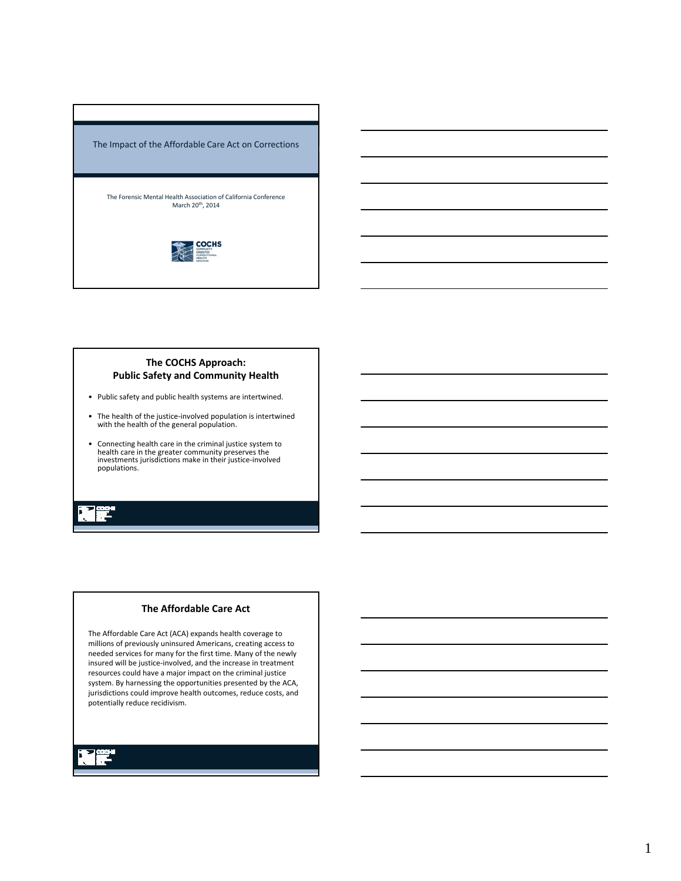# The Impact of the Affordable Care Act on Corrections

The Forensic Mental Health Association of California Conference
March 20th, 2014

COCHS
COMMUNITY ORIENTED CORRECTIONAL HEALTH SERVICES

## The COCHS Approach: Public Safety and Community Health

- Public safety and public health systems are intertwined.
- The health of the justice-involved population is intertwined with the health of the general population.
- Connecting health care in the criminal justice system to health care in the greater community preserves the investments jurisdictions make in their justice-involved populations.

## The Affordable Care Act

The Affordable Care Act (ACA) expands health coverage to millions of previously uninsured Americans, creating access to needed services for many for the first time. Many of the newly insured will be justice-involved, and the increase in treatment resources could have a major impact on the criminal justice system. By harnessing the opportunities presented by the ACA, jurisdictions could improve health outcomes, reduce costs, and potentially reduce recidivism.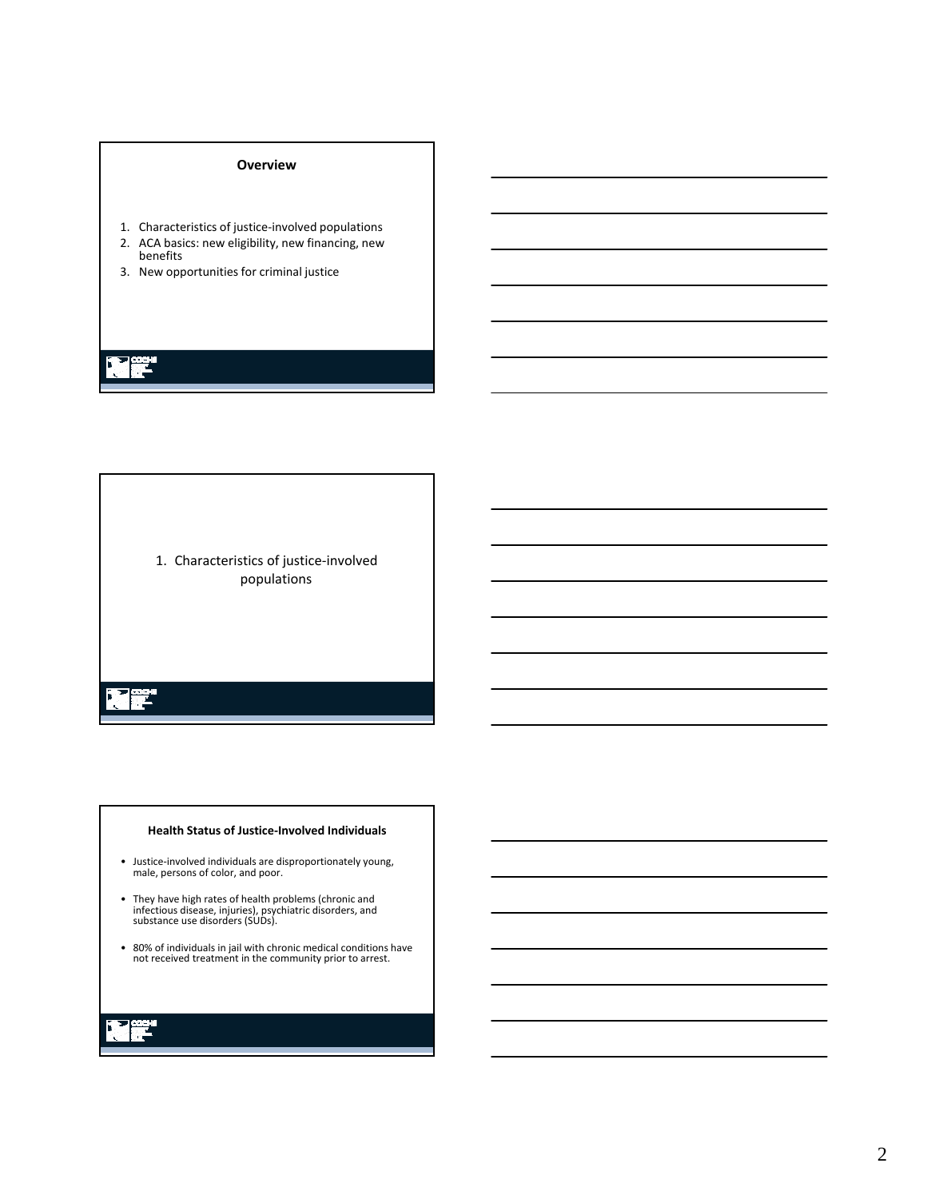## Overview

1. Characteristics of justice-involved populations
2. ACA basics: new eligibility, new financing, new benefits
3. New opportunities for criminal justice

## 1. Characteristics of justice-involved populations

## Health Status of Justice-Involved Individuals

- Justice-involved individuals are disproportionately young, male, persons of color, and poor.
- They have high rates of health problems (chronic and infectious disease, injuries), psychiatric disorders, and substance use disorders (SUDs).
- 80% of individuals in jail with chronic medical conditions have not received treatment in the community prior to arrest.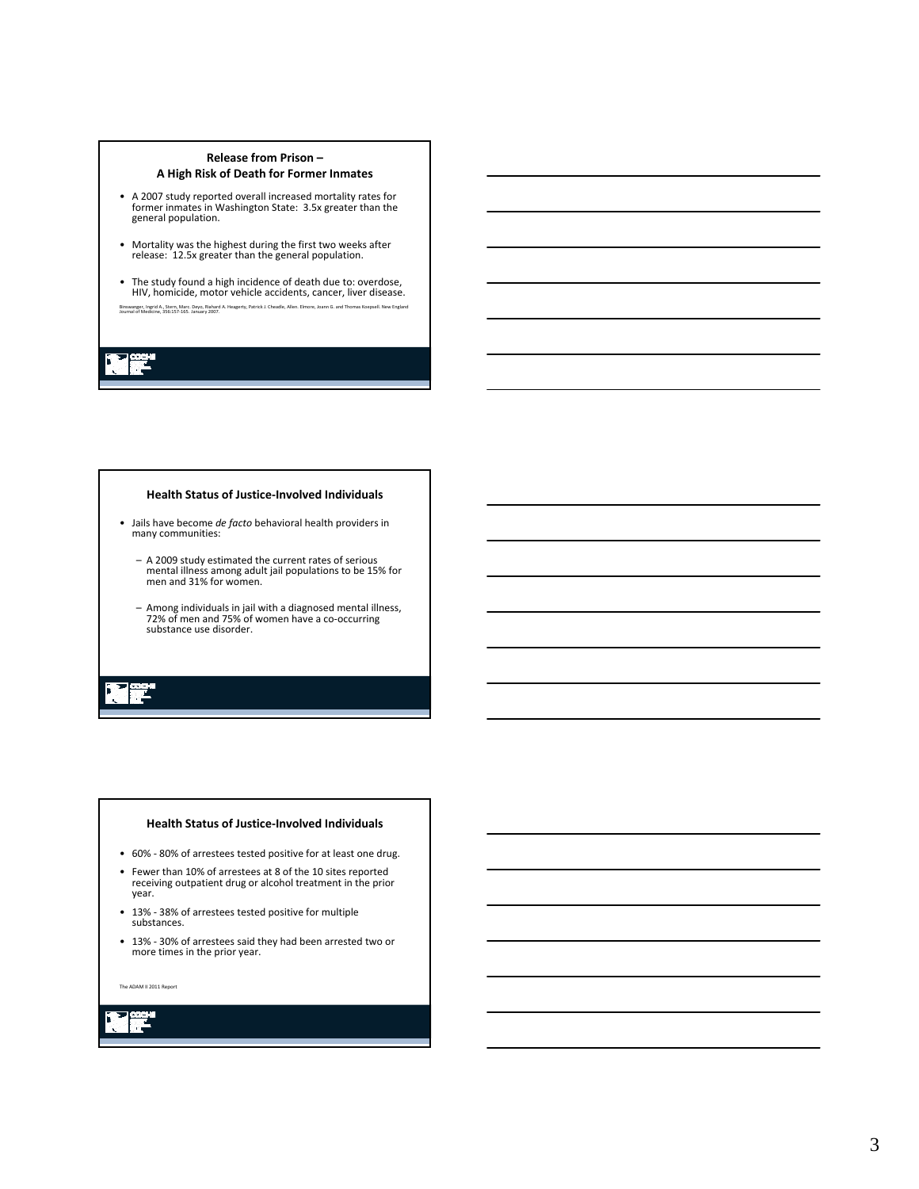## Release from Prison – A High Risk of Death for Former Inmates

- A 2007 study reported overall increased mortality rates for former inmates in Washington State: 3.5x greater than the general population.
- Mortality was the highest during the first two weeks after release: 12.5x greater than the general population.
- The study found a high incidence of death due to: overdose, HIV, homicide, motor vehicle accidents, cancer, liver disease.

Binswanger, Ingrid A., Stern, Marc. Deyo, Richard A. Heagerty, Patrick J. Cheadle, Allen. Elmore, Joann G. and Thomas Koepsell. New England Journal of Medicine, 356:157-165. January 2007.

## Health Status of Justice-Involved Individuals

- Jails have become *de facto* behavioral health providers in many communities:
  - A 2009 study estimated the current rates of serious mental illness among adult jail populations to be 15% for men and 31% for women.
  - Among individuals in jail with a diagnosed mental illness, 72% of men and 75% of women have a co-occurring substance use disorder.

## Health Status of Justice-Involved Individuals

- 60% - 80% of arrestees tested positive for at least one drug.
- Fewer than 10% of arrestees at 8 of the 10 sites reported receiving outpatient drug or alcohol treatment in the prior year.
- 13% - 38% of arrestees tested positive for multiple substances.
- 13% - 30% of arrestees said they had been arrested two or more times in the prior year.

The ADAM II 2011 Report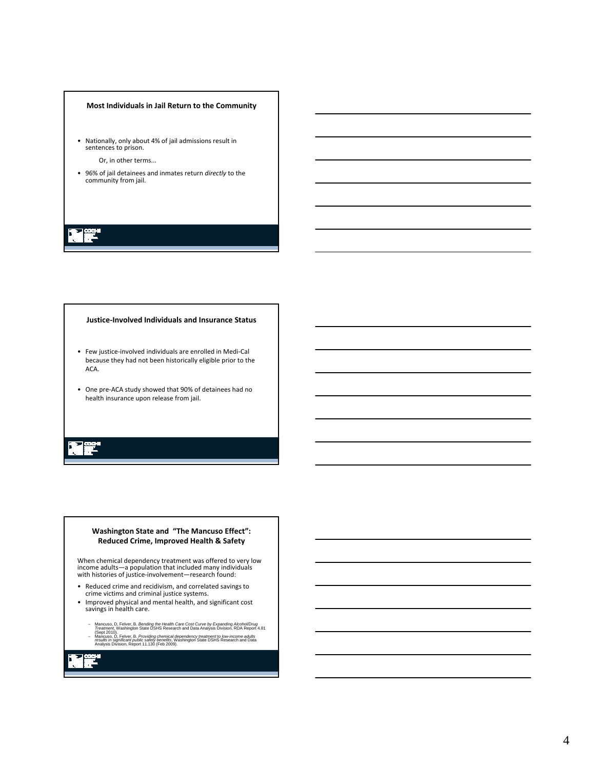## Most Individuals in Jail Return to the Community

- Nationally, only about 4% of jail admissions result in sentences to prison.

  Or, in other terms...

- 96% of jail detainees and inmates return *directly* to the community from jail.

## Justice-Involved Individuals and Insurance Status

- Few justice-involved individuals are enrolled in Medi-Cal because they had not been historically eligible prior to the ACA.
- One pre-ACA study showed that 90% of detainees had no health insurance upon release from jail.

## Washington State and "The Mancuso Effect": Reduced Crime, Improved Health & Safety

When chemical dependency treatment was offered to very low income adults—a population that included many individuals with histories of justice-involvement—research found:

- Reduced crime and recidivism, and correlated savings to crime victims and criminal justice systems.
- Improved physical and mental health, and significant cost savings in health care.

  – Mancuso, D, Felver, B. *Bending the Health Care Cost Curve by Expanding Alcohol/Drug Treatment*, Washington State DSHS Research and Data Analysis Division, RDA Report 4.81 (Sept 2010).
  – Mancuso, D, Felver, B. *Providing chemical dependency treatment to low-income adults results in significant public safety benefits*, Washington State DSHS Research and Data Analysis Division, Report 11.130 (Feb 2009).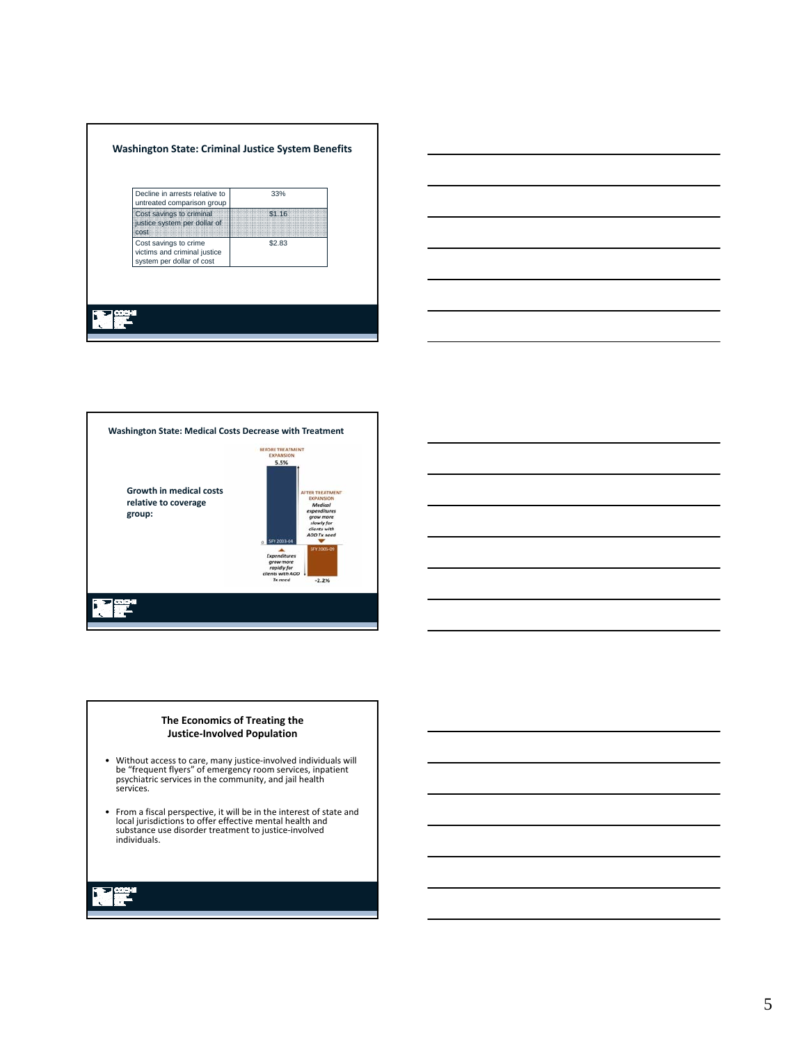## Washington State: Criminal Justice System Benefits

| | |
|---|---|
| Decline in arrests relative to untreated comparison group | 33% |
| Cost savings to criminal justice system per dollar of cost | $1.16 |
| Cost savings to crime victims and criminal justice system per dollar of cost | $2.83 |

## Washington State: Medical Costs Decrease with Treatment

**Growth in medical costs relative to coverage group:**

BEFORE TREATMENT EXPANSION
5.5%

SFY 2003-04

*Expenditures grow more rapidly for clients with AOD Tx need*

AFTER TREATMENT EXPANSION
*Medical expenditures grow more slowly for clients with AOD Tx need*

SFY 2005-09

-2.2%

## The Economics of Treating the Justice-Involved Population

- Without access to care, many justice-involved individuals will be "frequent flyers" of emergency room services, inpatient psychiatric services in the community, and jail health services.
- From a fiscal perspective, it will be in the interest of state and local jurisdictions to offer effective mental health and substance use disorder treatment to justice-involved individuals.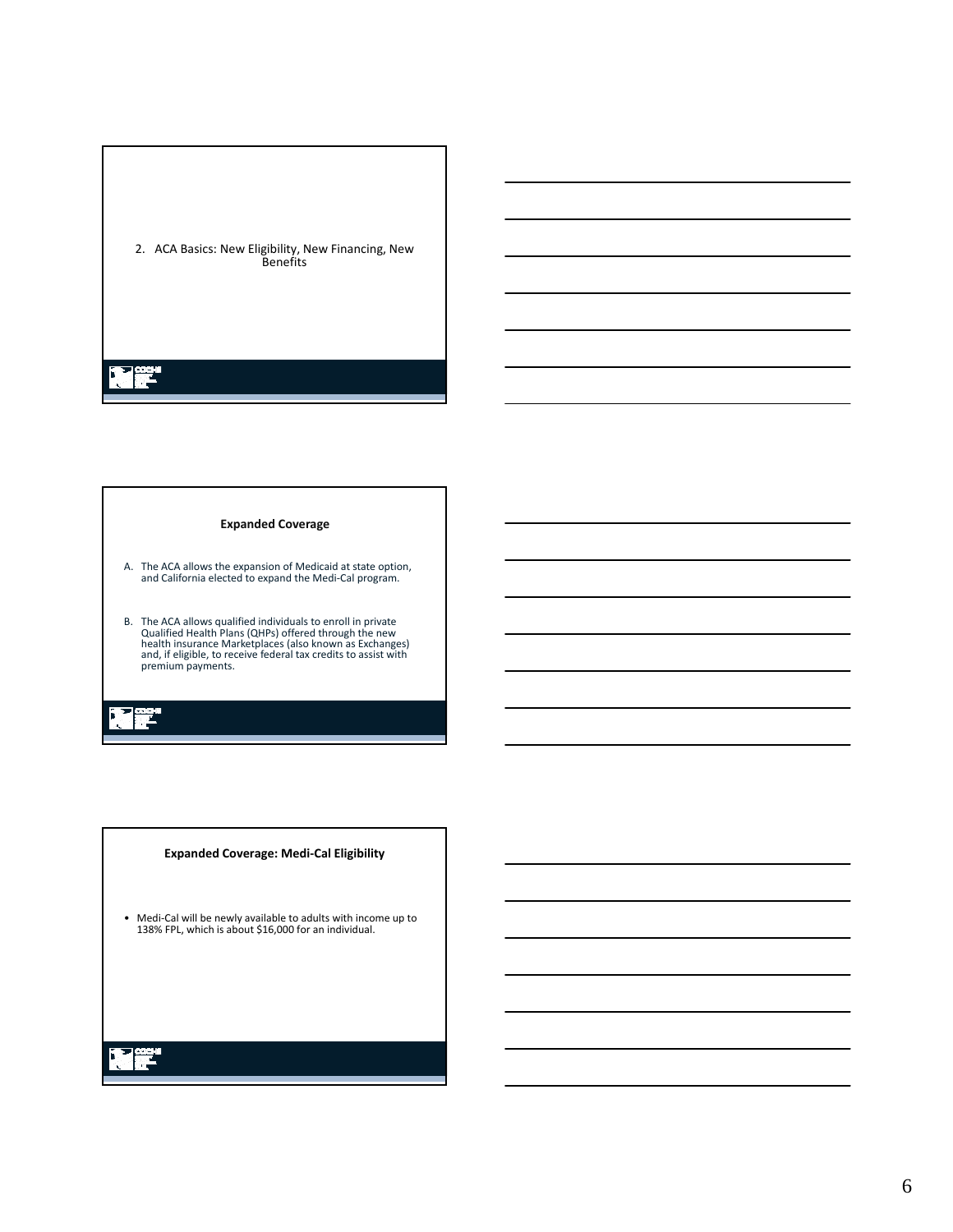2. ACA Basics: New Eligibility, New Financing, New Benefits

## Expanded Coverage

A. The ACA allows the expansion of Medicaid at state option, and California elected to expand the Medi-Cal program.

B. The ACA allows qualified individuals to enroll in private Qualified Health Plans (QHPs) offered through the new health insurance Marketplaces (also known as Exchanges) and, if eligible, to receive federal tax credits to assist with premium payments.

## Expanded Coverage: Medi-Cal Eligibility

- Medi-Cal will be newly available to adults with income up to 138% FPL, which is about $16,000 for an individual.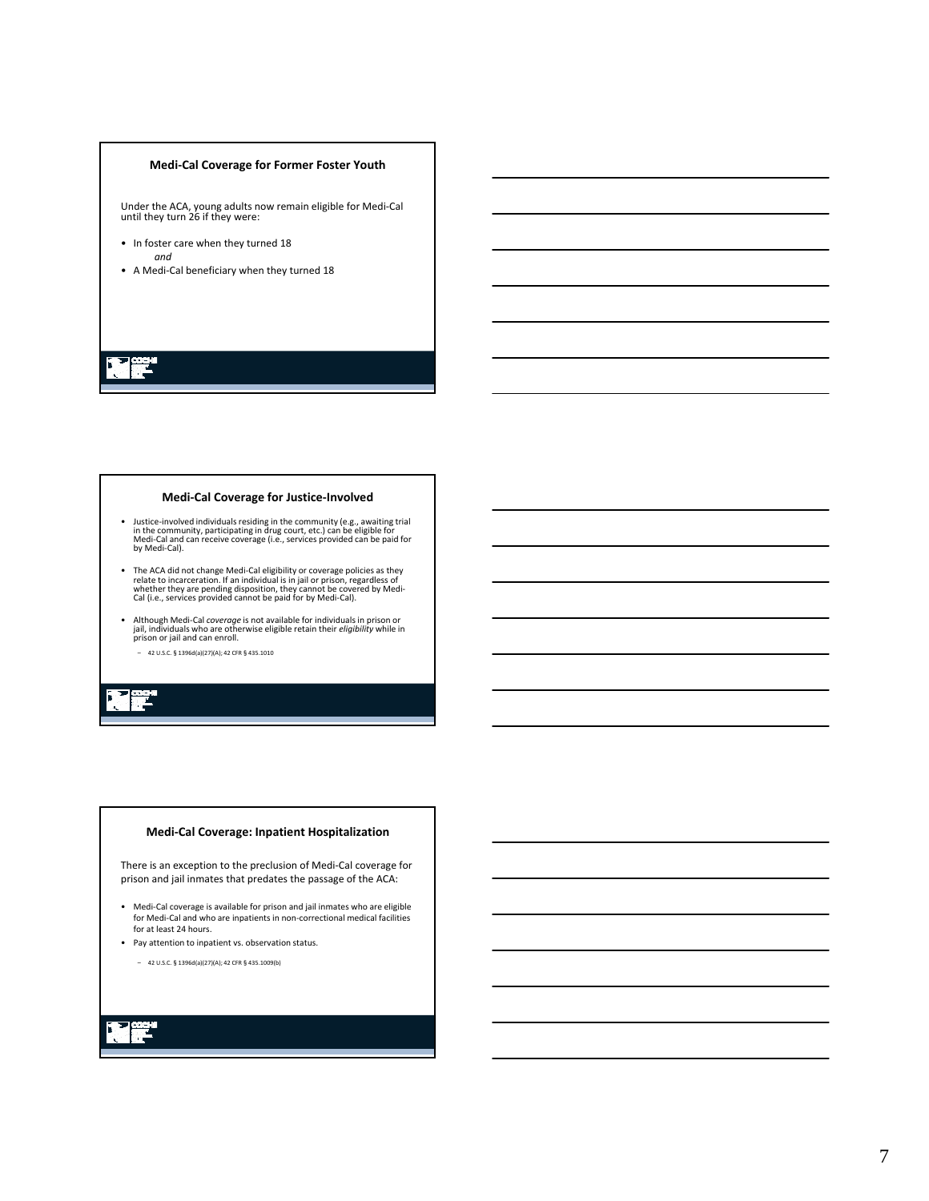## Medi-Cal Coverage for Former Foster Youth

Under the ACA, young adults now remain eligible for Medi-Cal until they turn 26 if they were:

- In foster care when they turned 18

  *and*
- A Medi-Cal beneficiary when they turned 18

## Medi-Cal Coverage for Justice-Involved

- Justice-involved individuals residing in the community (e.g., awaiting trial in the community, participating in drug court, etc.) can be eligible for Medi-Cal and can receive coverage (i.e., services provided can be paid for by Medi-Cal).
- The ACA did not change Medi-Cal eligibility or coverage policies as they relate to incarceration. If an individual is in jail or prison, regardless of whether they are pending disposition, they cannot be covered by Medi-Cal (i.e., services provided cannot be paid for by Medi-Cal).
- Although Medi-Cal *coverage* is not available for individuals in prison or jail, individuals who are otherwise eligible retain their *eligibility* while in prison or jail and can enroll.
  - 42 U.S.C. § 1396d(a)(27)(A); 42 CFR § 435.1010

## Medi-Cal Coverage: Inpatient Hospitalization

There is an exception to the preclusion of Medi-Cal coverage for prison and jail inmates that predates the passage of the ACA:

- Medi-Cal coverage is available for prison and jail inmates who are eligible for Medi-Cal and who are inpatients in non-correctional medical facilities for at least 24 hours.
- Pay attention to inpatient vs. observation status.
  - 42 U.S.C. § 1396d(a)(27)(A); 42 CFR § 435.1009(b)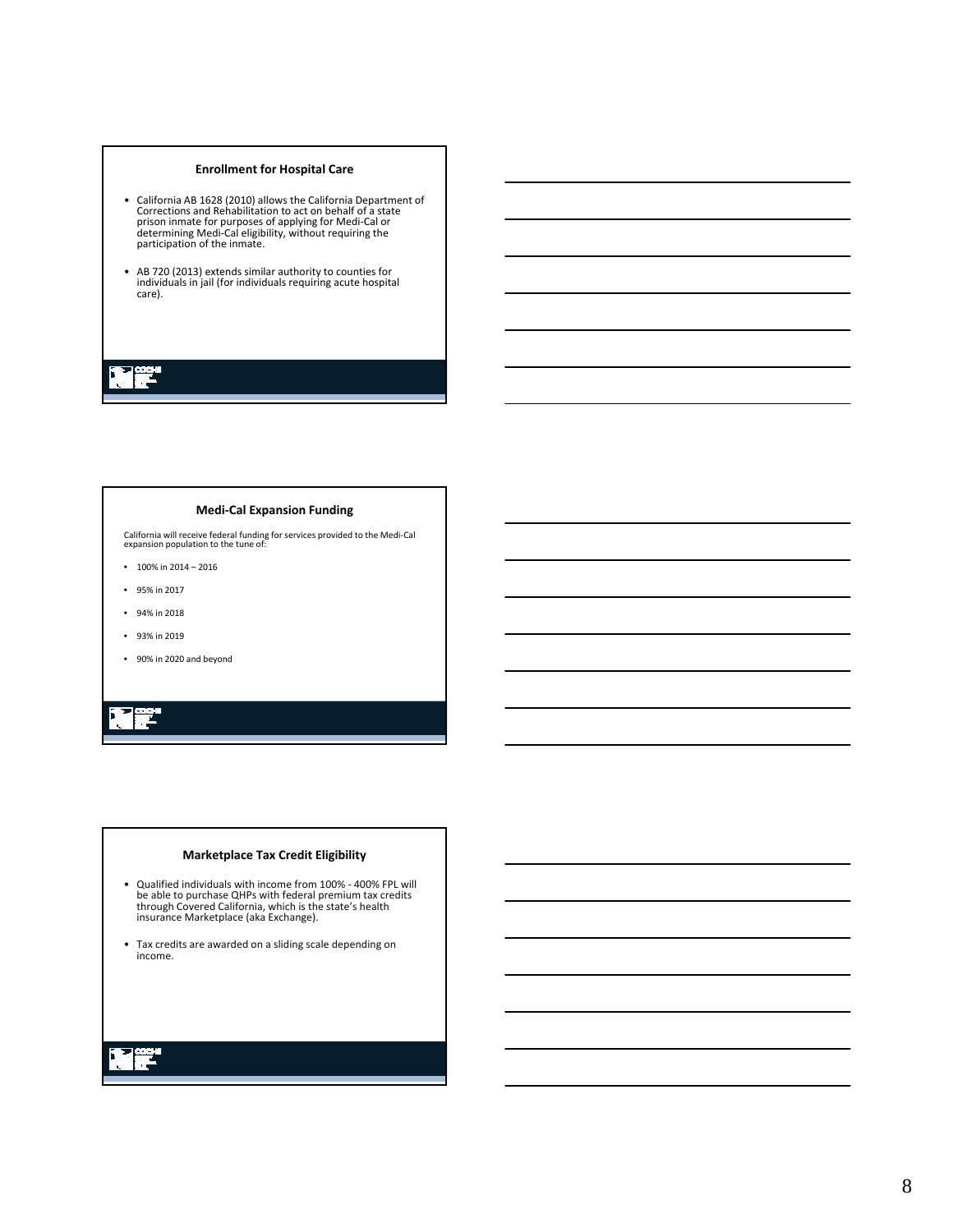## Enrollment for Hospital Care

- California AB 1628 (2010) allows the California Department of Corrections and Rehabilitation to act on behalf of a state prison inmate for purposes of applying for Medi-Cal or determining Medi-Cal eligibility, without requiring the participation of the inmate.
- AB 720 (2013) extends similar authority to counties for individuals in jail (for individuals requiring acute hospital care).

## Medi-Cal Expansion Funding

California will receive federal funding for services provided to the Medi-Cal expansion population to the tune of:

- 100% in 2014 – 2016
- 95% in 2017
- 94% in 2018
- 93% in 2019
- 90% in 2020 and beyond

## Marketplace Tax Credit Eligibility

- Qualified individuals with income from 100% - 400% FPL will be able to purchase QHPs with federal premium tax credits through Covered California, which is the state's health insurance Marketplace (aka Exchange).
- Tax credits are awarded on a sliding scale depending on income.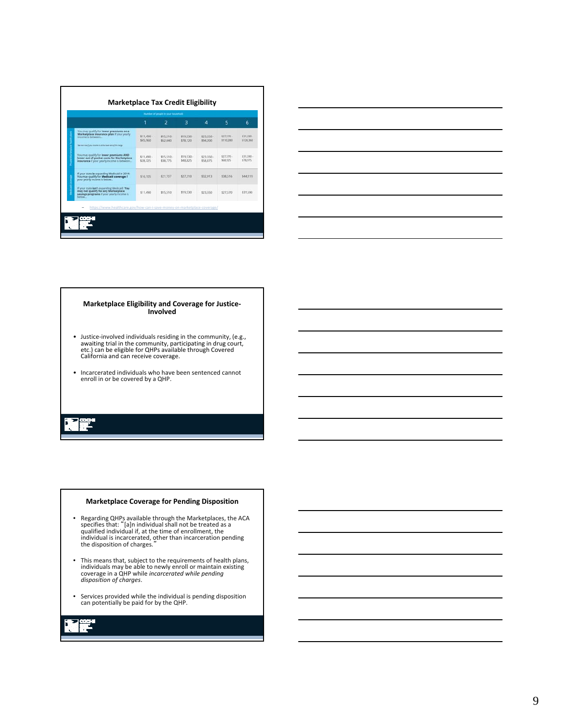## Marketplace Tax Credit Eligibility

| | | Number of people in your household | | | | | |
|---|---|---|---|---|---|---|---|
| | | 1 | 2 | 3 | 4 | 5 | 6 |
| Private Marketplace health plans | You may qualify for **lower premiums on a Marketplace insurance plan** if your yearly income is between... | $11,490 - $45,960 | $15,510 - $62,040 | $19,530 - $78,120 | $23,550 - $94,200 | $27,570 - $110,280 | $31,590 - $126,360 |
| | You may qualify for **lower premiums AND lower out-of-pocket costs for Marketplace insurance** if your yearly income is between... | $11,490 - $28,725 | $15,510 - $38,775 | $19,530 - $48,825 | $23,550 - $58,875 | $27,570 - $68,925 | $31,590 - $78,975 |
| Medicaid coverage | If your state **is** expanding Medicaid in 2014: You may qualify for **Medicaid coverage** if your yearly income is below... | $16,105 | $21,707 | $27,310 | $32,913 | $38,516 | $44,119 |
| | If your state **isn't** expanding Medicaid: **You may not qualify for any Marketplace savings programs** if your yearly income is below... | $11,490 | $15,510 | $19,530 | $23,550 | $27,570 | $31,590 |

– https://www.healthcare.gov/how-can-i-save-money-on-marketplace-coverage/

## Marketplace Eligibility and Coverage for Justice-Involved

- Justice-involved individuals residing in the community, (e.g., awaiting trial in the community, participating in drug court, etc.) can be eligible for QHPs available through Covered California and can receive coverage.
- Incarcerated individuals who have been sentenced cannot enroll in or be covered by a QHP.

## Marketplace Coverage for Pending Disposition

- Regarding QHPs available through the Marketplaces, the ACA specifies that: "[a]n individual shall not be treated as a qualified individual if, at the time of enrollment, the individual is incarcerated, other than incarceration pending the disposition of charges."
- This means that, subject to the requirements of health plans, individuals may be able to newly enroll or maintain existing coverage in a QHP while *incarcerated while pending disposition of charges*.
- Services provided while the individual is pending disposition can potentially be paid for by the QHP.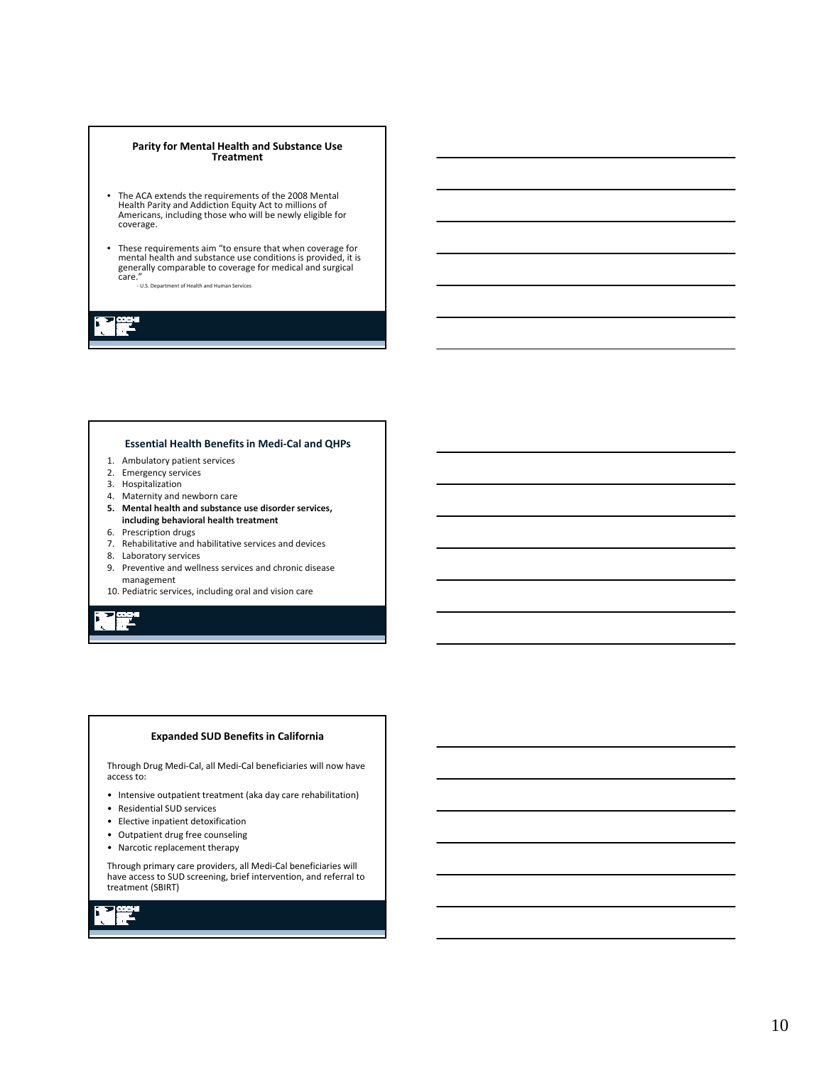## Parity for Mental Health and Substance Use Treatment

- The ACA extends the requirements of the 2008 Mental Health Parity and Addiction Equity Act to millions of Americans, including those who will be newly eligible for coverage.
- These requirements aim "to ensure that when coverage for mental health and substance use conditions is provided, it is generally comparable to coverage for medical and surgical care."
  - U.S. Department of Health and Human Services

## Essential Health Benefits in Medi-Cal and QHPs

1. Ambulatory patient services
2. Emergency services
3. Hospitalization
4. Maternity and newborn care
5. **Mental health and substance use disorder services, including behavioral health treatment**
6. Prescription drugs
7. Rehabilitative and habilitative services and devices
8. Laboratory services
9. Preventive and wellness services and chronic disease management
10. Pediatric services, including oral and vision care

## Expanded SUD Benefits in California

Through Drug Medi-Cal, all Medi-Cal beneficiaries will now have access to:

- Intensive outpatient treatment (aka day care rehabilitation)
- Residential SUD services
- Elective inpatient detoxification
- Outpatient drug free counseling
- Narcotic replacement therapy

Through primary care providers, all Medi-Cal beneficiaries will have access to SUD screening, brief intervention, and referral to treatment (SBIRT)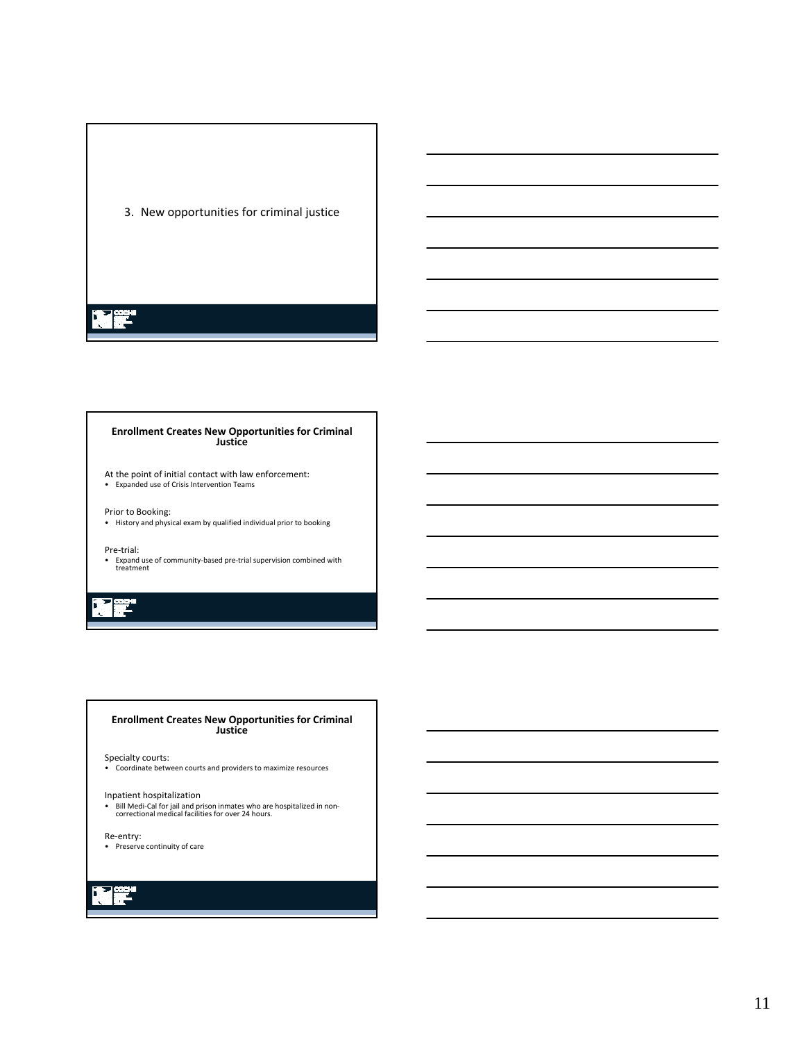3. New opportunities for criminal justice

## Enrollment Creates New Opportunities for Criminal Justice

At the point of initial contact with law enforcement:

- Expanded use of Crisis Intervention Teams

Prior to Booking:

- History and physical exam by qualified individual prior to booking

Pre-trial:

- Expand use of community-based pre-trial supervision combined with treatment

## Enrollment Creates New Opportunities for Criminal Justice

Specialty courts:

- Coordinate between courts and providers to maximize resources

Inpatient hospitalization

- Bill Medi-Cal for jail and prison inmates who are hospitalized in non-correctional medical facilities for over 24 hours.

Re-entry:

- Preserve continuity of care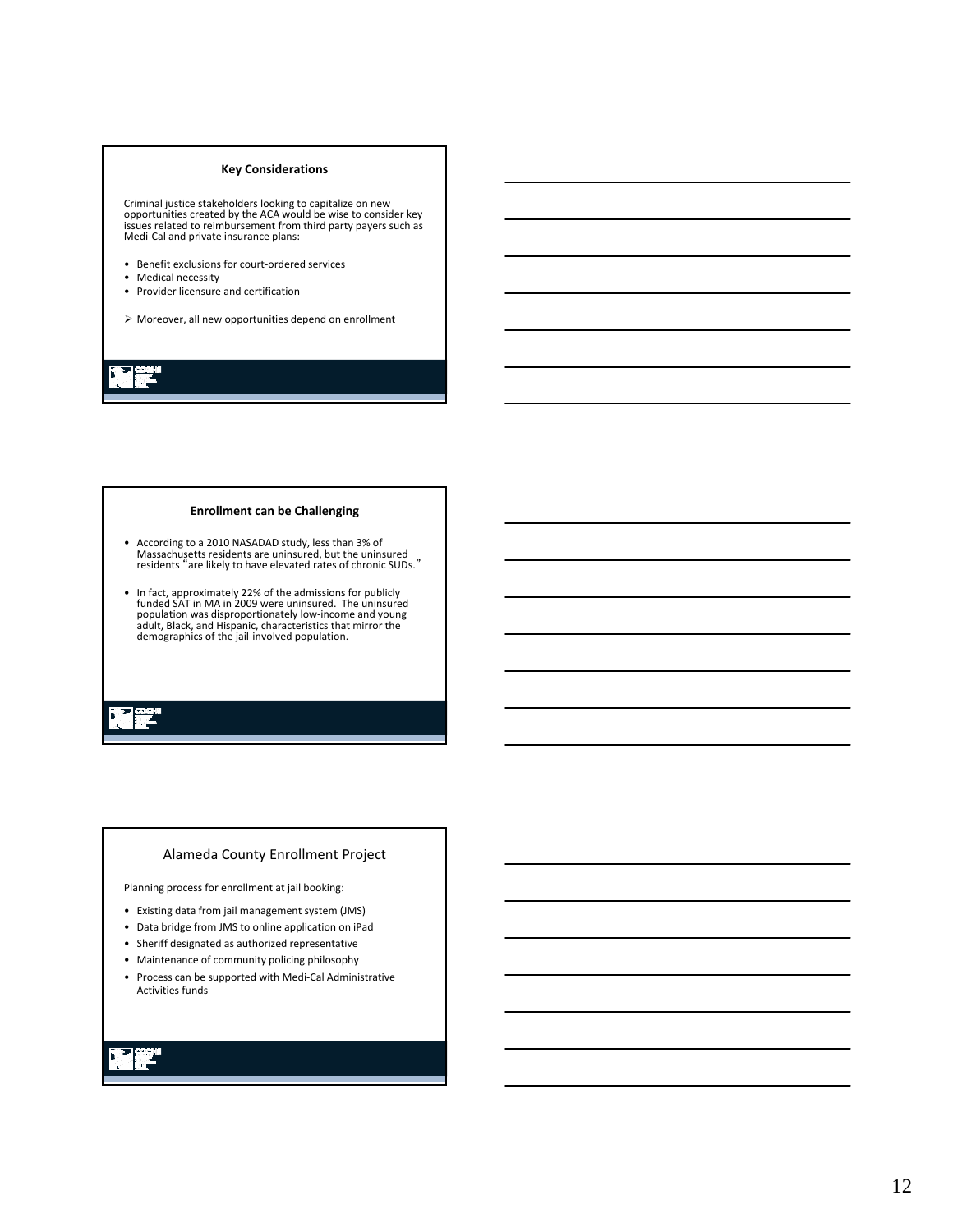## Key Considerations

Criminal justice stakeholders looking to capitalize on new opportunities created by the ACA would be wise to consider key issues related to reimbursement from third party payers such as Medi-Cal and private insurance plans:

- Benefit exclusions for court-ordered services
- Medical necessity
- Provider licensure and certification

➢ Moreover, all new opportunities depend on enrollment

## Enrollment can be Challenging

- According to a 2010 NASADAD study, less than 3% of Massachusetts residents are uninsured, but the uninsured residents "are likely to have elevated rates of chronic SUDs."
- In fact, approximately 22% of the admissions for publicly funded SAT in MA in 2009 were uninsured. The uninsured population was disproportionately low-income and young adult, Black, and Hispanic, characteristics that mirror the demographics of the jail-involved population.

## Alameda County Enrollment Project

Planning process for enrollment at jail booking:

- Existing data from jail management system (JMS)
- Data bridge from JMS to online application on iPad
- Sheriff designated as authorized representative
- Maintenance of community policing philosophy
- Process can be supported with Medi-Cal Administrative Activities funds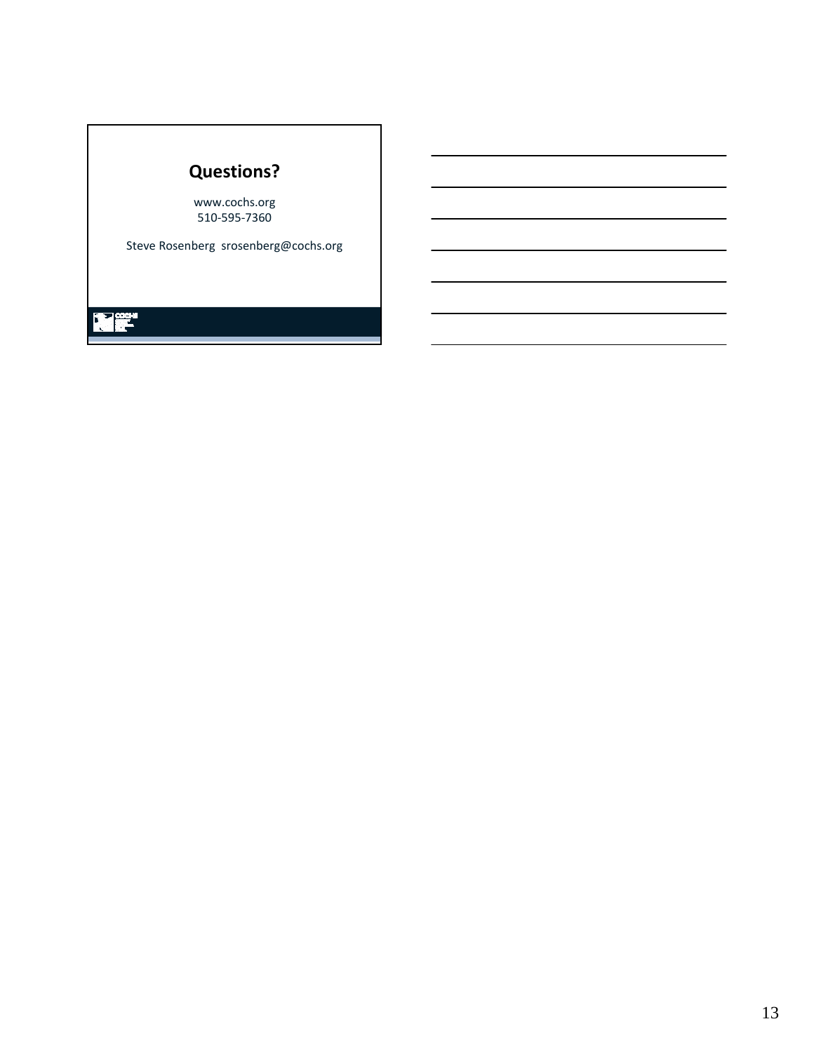## Questions?

www.cochs.org
510-595-7360

Steve Rosenberg srosenberg@cochs.org